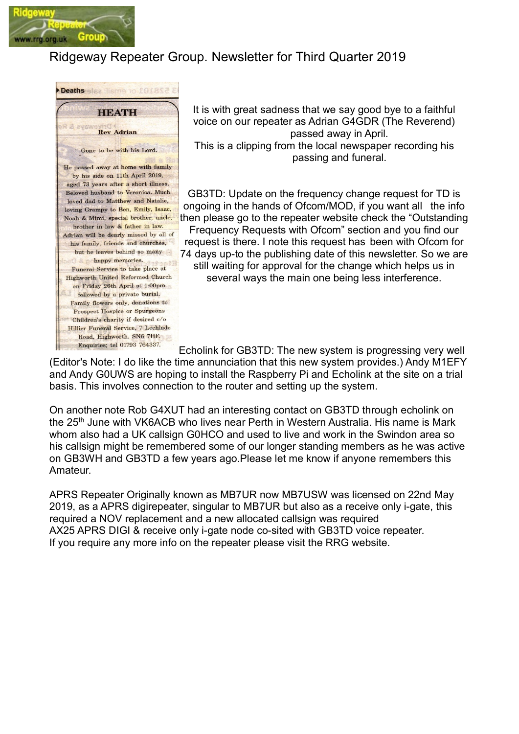# Ridgeway Repeater Group. Newsletter for Third Quarter 2019

**Deaths**

**HEATH**

**Rev Adrian**

Gone to be with his Lord.

He passed away at home with family by his side on 11th April 2019, aged 73 years after a short illness. Beloved husband to Veronica. Much loved dad to Matthew and Natalie, loving Grampy to Ben, Emily, Isaac, Noah & Mimi, special brother, uncle, brother in law & father in law. Adrian will be dearly missed by all of his family, friends and churches, but he leaves behind so many happy memories.

Funeral Service to take place at Highworth United Reformed Church on Friday 26th April at 1:00pm followed by a private burial. Family flowers only, donations to Prospect Hospice or Spurgeons Children's charity if desired c/o Hillier Funeral Service, 7 Lechlade Road, Highworth, SN6 7HF. Enquiries; tel 01793 764337.

It is with great sadness that we say good bye to a faithful voice on our repeater as Adrian G4GDR (The Reverend) passed away in April.
This is a clipping from the local newspaper recording his passing and funeral.

GB3TD: Update on the frequency change request for TD is ongoing in the hands of Ofcom/MOD, if you want all the info then please go to the repeater website check the "Outstanding Frequency Requests with Ofcom" section and you find our request is there. I note this request has been with Ofcom for 74 days up-to the publishing date of this newsletter. So we are still waiting for approval for the change which helps us in several ways the main one being less interference.

Echolink for GB3TD: The new system is progressing very well (Editor's Note: I do like the time annunciation that this new system provides.) Andy M1EFY and Andy G0UWS are hoping to install the Raspberry Pi and Echolink at the site on a trial basis. This involves connection to the router and setting up the system.

On another note Rob G4XUT had an interesting contact on GB3TD through echolink on the 25th June with VK6ACB who lives near Perth in Western Australia. His name is Mark whom also had a UK callsign G0HCO and used to live and work in the Swindon area so his callsign might be remembered some of our longer standing members as he was active on GB3WH and GB3TD a few years ago.Please let me know if anyone remembers this Amateur.

APRS Repeater Originally known as MB7UR now MB7USW was licensed on 22nd May 2019, as a APRS digirepeater, singular to MB7UR but also as a receive only i-gate, this required a NOV replacement and a new allocated callsign was required
AX25 APRS DIGI & receive only i-gate node co-sited with GB3TD voice repeater.
If you require any more info on the repeater please visit the RRG website.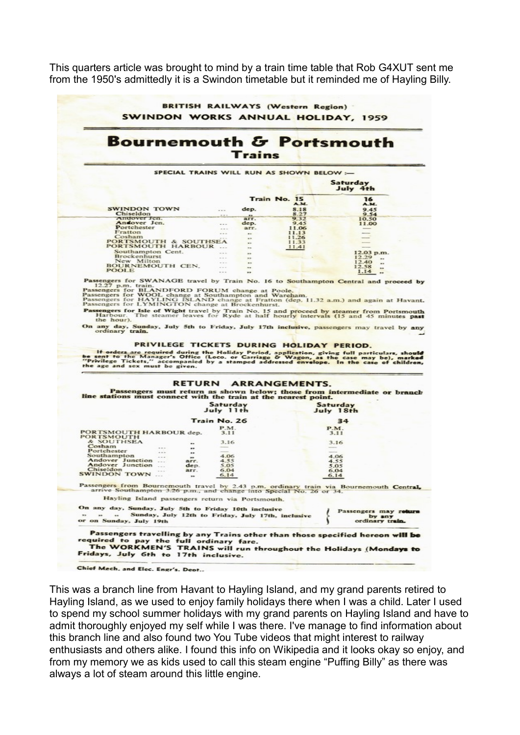This quarters article was brought to mind by a train time table that Rob G4XUT sent me from the 1950's admittedly it is a Swindon timetable but it reminded me of Hayling Billy.

**BRITISH RAILWAYS (Western Region)**

**SWINDON WORKS ANNUAL HOLIDAY, 1959**

# Bournemouth & Portsmouth Trains

SPECIAL TRAINS WILL RUN AS SHOWN BELOW :—

| | | Saturday July 4th | |
|---|---|---|---|
| | | Train No. 15 A.M. | 16 A.M. |
| SWINDON TOWN | dep. | 8.18 | 9.45 |
| Chiseldon | „ | 8.27 | 9.54 |
| Andover Jcn. | arr. | 9.32 | 10.50 |
| Andover Jcn. | dep. | 9.45 | 11.00 |
| Portchester | arr. | 11.06 | — |
| Fratton | „ | 11.13 | — |
| Cosham | „ | 11.26 | — |
| PORTSMOUTH & SOUTHSEA | „ | 11.33 | — |
| PORTSMOUTH HARBOUR | „ | 11.41 | — |
| Southampton Cent. | „ | | 12.03 p.m. |
| Brockenhurst | „ | | 12.29 „ |
| New Milton | „ | | 12.40 „ |
| BOURNEMOUTH CEN. | „ | | 12.58 „ |
| POOLE | „ | | 1.14 „ |

Passengers for SWANAGE travel by Train No. 16 to Southampton Central and proceed by 12.27 p.m. train.
Passengers for BLANDFORD FORUM change at Poole.
Passengers for WOOL change at Southampton and Wareham.
Passengers for HAYLING ISLAND change at Fratton (dep. 11.32 a.m.) and again at Havant.
Passengers for LYMINGTON change at Brockenhurst.

Passengers for Isle of Wight travel by Train No. 15 and proceed by steamer from Portsmouth Harbour. The steamer leaves for Ryde at half hourly intervals (15 and 45 minutes past the hour).

On any day, Sunday, July 5th to Friday, July 17th inclusive, passengers may travel by any ordinary train.

**PRIVILEGE TICKETS DURING HOLIDAY PERIOD.**

If orders are required during the Holiday Period, application, giving full particulars, should be sent to the Manager's Office (Loco. or Carriage & Wagon, as the case may be), marked "Privilege Tickets," accompanied by a stamped addressed envelope. In the case of children, the age and sex must be given.

**RETURN ARRANGEMENTS.**

Passengers must return as shown below; those from intermediate or branch line stations must connect with the train at the nearest point.

| | | Saturday July 11th | Saturday July 18th |
|---|---|---|---|
| | | Train No. 26 | 34 |
| | | P.M. | P.M. |
| PORTSMOUTH HARBOUR | dep. | 3.11 | 3.11 |
| PORTSMOUTH & SOUTHSEA | „ | 3.16 | 3.16 |
| Cosham | „ | — | — |
| Portchester | „ | — | — |
| Southampton | „ | 4.06 | 4.06 |
| Andover Junction | arr. | 4.55 | 4.55 |
| Andover Junction | dep. | 5.05 | 5.05 |
| Chiseldon | arr. | 6.04 | 6.04 |
| SWINDON TOWN | „ | 6.14 | 6.14 |

Passengers from Bournemouth travel by 2.43 p.m. ordinary train via Bournemouth Central, arrive Southampton 3.26 p.m., and change into Special No. 26 or 34.

Hayling Island passengers return via Portsmouth.

On any day, Sunday, July 5th to Friday 10th inclusive
„ „ „ Sunday, July 12th to Friday, July 17th, inclusive
or on Sunday, July 19th
} Passengers may return by any ordinary train.

**Passengers travelling by any Trains other than those specified hereon will be required to pay the full ordinary fare.**

**The WORKMEN'S TRAINS will run throughout the Holidays (Mondays to Fridays, July 6th to 17th inclusive.**

Chief Mech. and Elec. Engr's. Dept..

This was a branch line from Havant to Hayling Island, and my grand parents retired to Hayling Island, as we used to enjoy family holidays there when I was a child. Later I used to spend my school summer holidays with my grand parents on Hayling Island and have to admit thoroughly enjoyed my self while I was there. I've manage to find information about this branch line and also found two You Tube videos that might interest to railway enthusiasts and others alike. I found this info on Wikipedia and it looks okay so enjoy, and from my memory we as kids used to call this steam engine "Puffing Billy" as there was always a lot of steam around this little engine.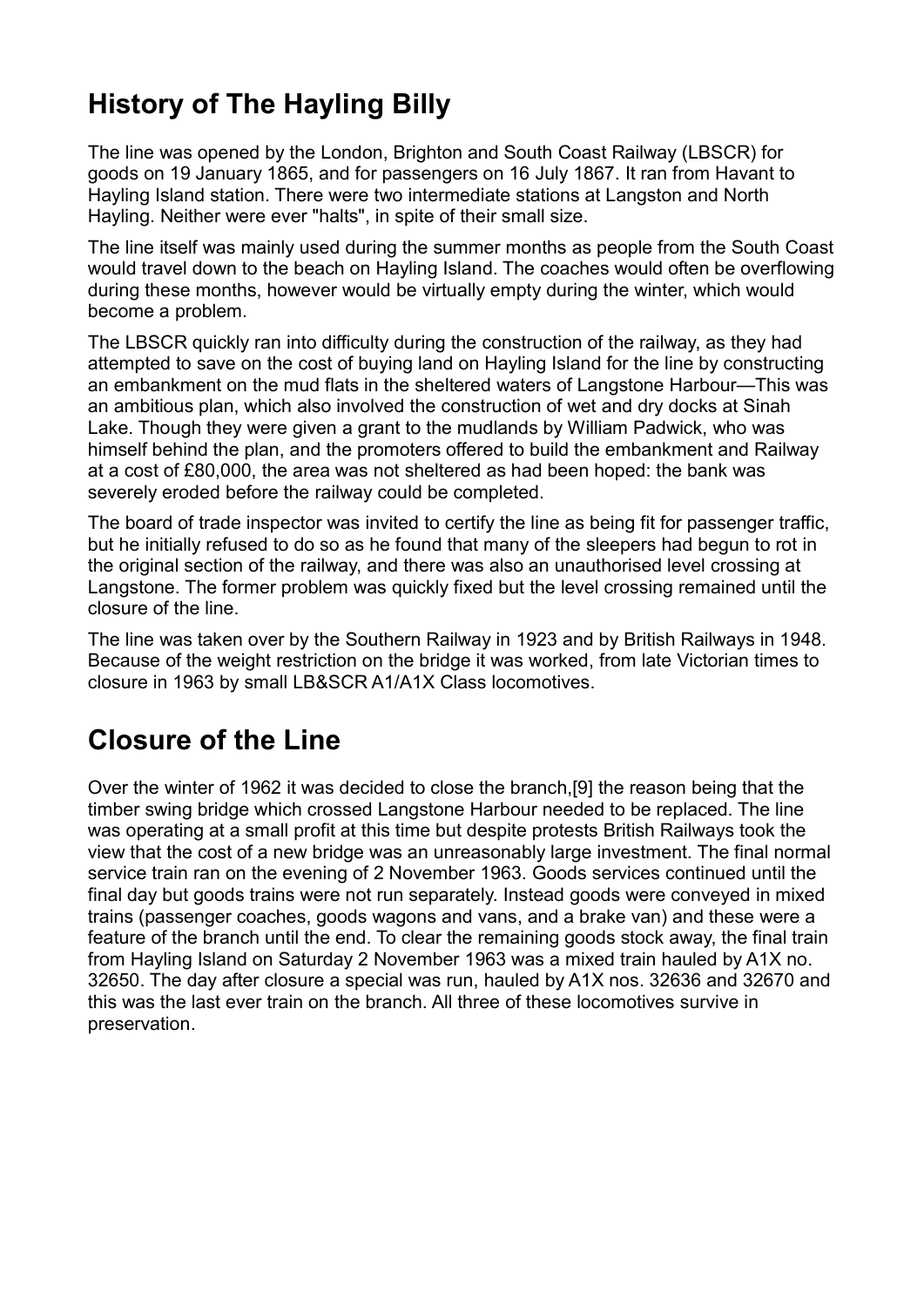## History of The Hayling Billy

The line was opened by the London, Brighton and South Coast Railway (LBSCR) for goods on 19 January 1865, and for passengers on 16 July 1867. It ran from Havant to Hayling Island station. There were two intermediate stations at Langston and North Hayling. Neither were ever "halts", in spite of their small size.

The line itself was mainly used during the summer months as people from the South Coast would travel down to the beach on Hayling Island. The coaches would often be overflowing during these months, however would be virtually empty during the winter, which would become a problem.

The LBSCR quickly ran into difficulty during the construction of the railway, as they had attempted to save on the cost of buying land on Hayling Island for the line by constructing an embankment on the mud flats in the sheltered waters of Langstone Harbour—This was an ambitious plan, which also involved the construction of wet and dry docks at Sinah Lake. Though they were given a grant to the mudlands by William Padwick, who was himself behind the plan, and the promoters offered to build the embankment and Railway at a cost of £80,000, the area was not sheltered as had been hoped: the bank was severely eroded before the railway could be completed.

The board of trade inspector was invited to certify the line as being fit for passenger traffic, but he initially refused to do so as he found that many of the sleepers had begun to rot in the original section of the railway, and there was also an unauthorised level crossing at Langstone. The former problem was quickly fixed but the level crossing remained until the closure of the line.

The line was taken over by the Southern Railway in 1923 and by British Railways in 1948. Because of the weight restriction on the bridge it was worked, from late Victorian times to closure in 1963 by small LB&SCR A1/A1X Class locomotives.

## Closure of the Line

Over the winter of 1962 it was decided to close the branch,[9] the reason being that the timber swing bridge which crossed Langstone Harbour needed to be replaced. The line was operating at a small profit at this time but despite protests British Railways took the view that the cost of a new bridge was an unreasonably large investment. The final normal service train ran on the evening of 2 November 1963. Goods services continued until the final day but goods trains were not run separately. Instead goods were conveyed in mixed trains (passenger coaches, goods wagons and vans, and a brake van) and these were a feature of the branch until the end. To clear the remaining goods stock away, the final train from Hayling Island on Saturday 2 November 1963 was a mixed train hauled by A1X no. 32650. The day after closure a special was run, hauled by A1X nos. 32636 and 32670 and this was the last ever train on the branch. All three of these locomotives survive in preservation.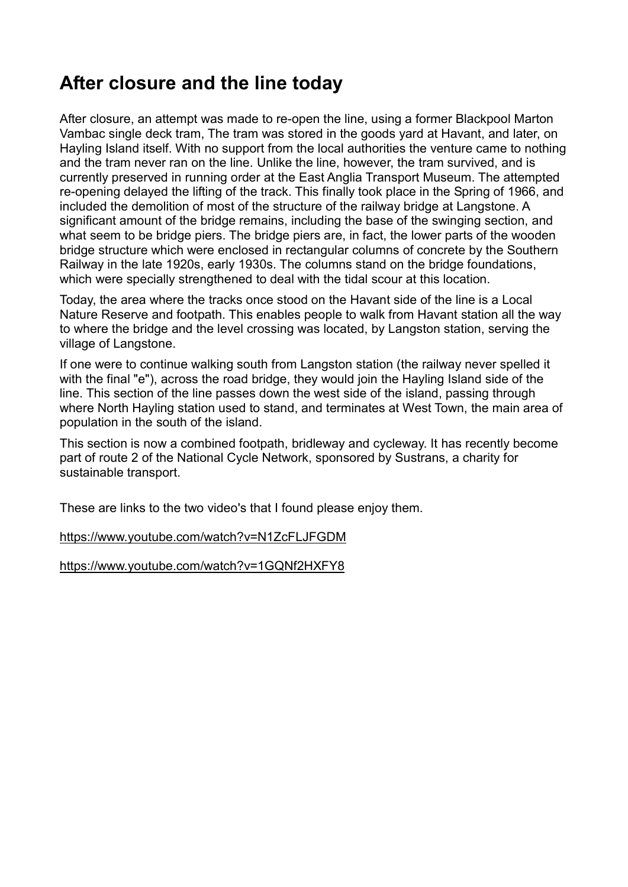## After closure and the line today

After closure, an attempt was made to re-open the line, using a former Blackpool Marton Vambac single deck tram, The tram was stored in the goods yard at Havant, and later, on Hayling Island itself. With no support from the local authorities the venture came to nothing and the tram never ran on the line. Unlike the line, however, the tram survived, and is currently preserved in running order at the East Anglia Transport Museum. The attempted re-opening delayed the lifting of the track. This finally took place in the Spring of 1966, and included the demolition of most of the structure of the railway bridge at Langstone. A significant amount of the bridge remains, including the base of the swinging section, and what seem to be bridge piers. The bridge piers are, in fact, the lower parts of the wooden bridge structure which were enclosed in rectangular columns of concrete by the Southern Railway in the late 1920s, early 1930s. The columns stand on the bridge foundations, which were specially strengthened to deal with the tidal scour at this location.

Today, the area where the tracks once stood on the Havant side of the line is a Local Nature Reserve and footpath. This enables people to walk from Havant station all the way to where the bridge and the level crossing was located, by Langston station, serving the village of Langstone.

If one were to continue walking south from Langston station (the railway never spelled it with the final "e"), across the road bridge, they would join the Hayling Island side of the line. This section of the line passes down the west side of the island, passing through where North Hayling station used to stand, and terminates at West Town, the main area of population in the south of the island.

This section is now a combined footpath, bridleway and cycleway. It has recently become part of route 2 of the National Cycle Network, sponsored by Sustrans, a charity for sustainable transport.

These are links to the two video's that I found please enjoy them.

https://www.youtube.com/watch?v=N1ZcFLJFGDM

https://www.youtube.com/watch?v=1GQNf2HXFY8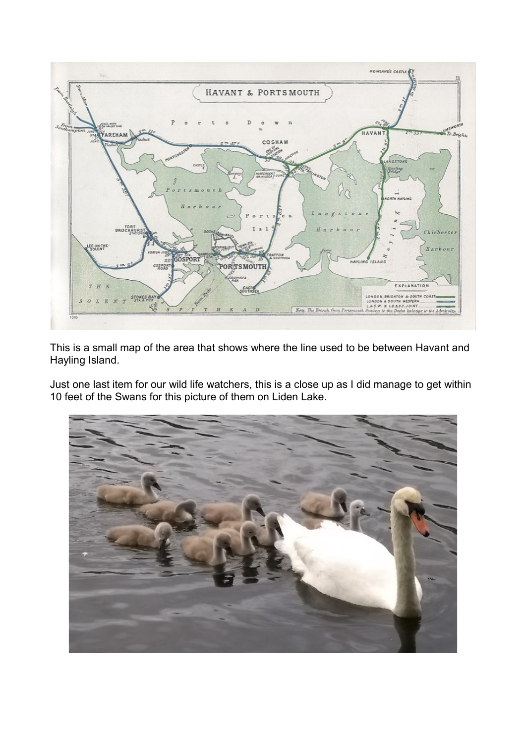This is a small map of the area that shows where the line used to be between Havant and Hayling Island.

Just one last item for our wild life watchers, this is a close up as I did manage to get within 10 feet of the Swans for this picture of them on Liden Lake.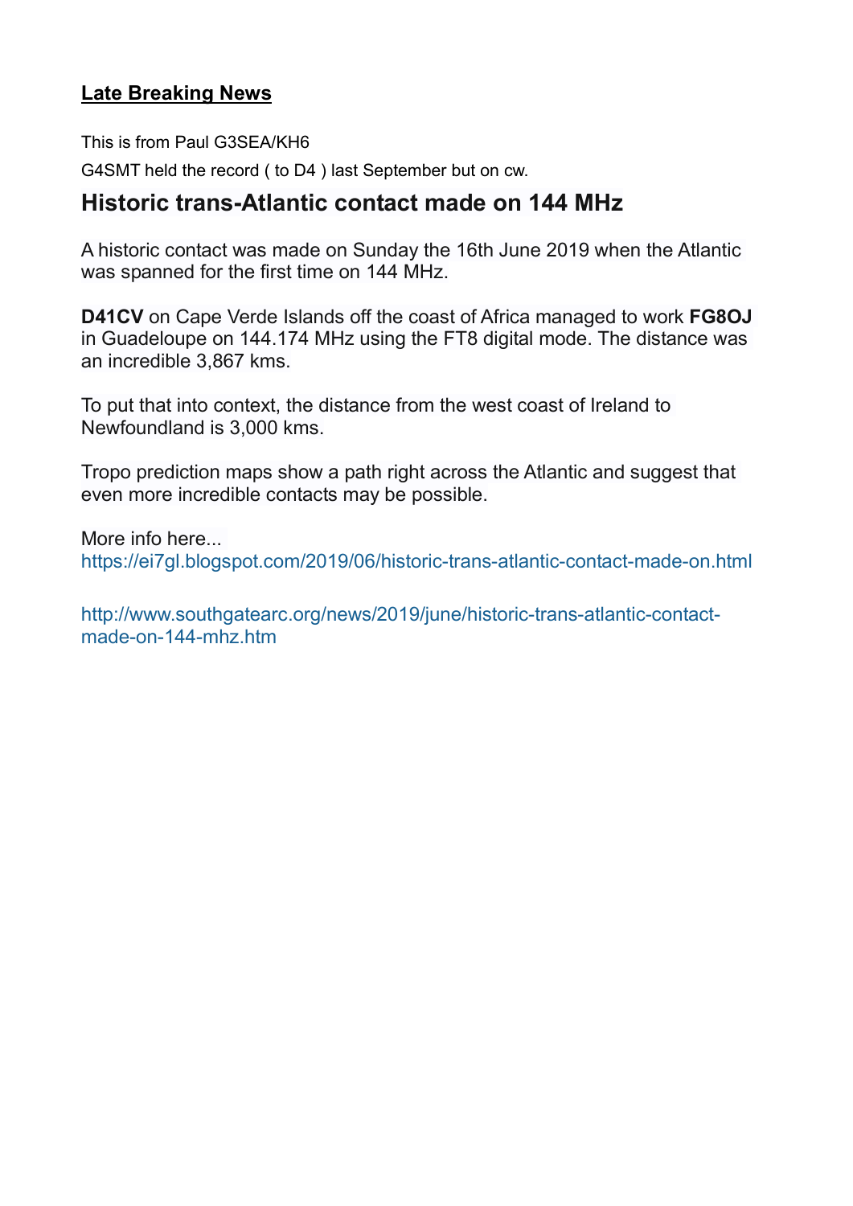## Late Breaking News

This is from Paul G3SEA/KH6

G4SMT held the record ( to D4 ) last September but on cw.

# Historic trans-Atlantic contact made on 144 MHz

A historic contact was made on Sunday the 16th June 2019 when the Atlantic was spanned for the first time on 144 MHz.

**D41CV** on Cape Verde Islands off the coast of Africa managed to work **FG8OJ** in Guadeloupe on 144.174 MHz using the FT8 digital mode. The distance was an incredible 3,867 kms.

To put that into context, the distance from the west coast of Ireland to Newfoundland is 3,000 kms.

Tropo prediction maps show a path right across the Atlantic and suggest that even more incredible contacts may be possible.

More info here...
https://ei7gl.blogspot.com/2019/06/historic-trans-atlantic-contact-made-on.html

http://www.southgatearc.org/news/2019/june/historic-trans-atlantic-contact-made-on-144-mhz.htm